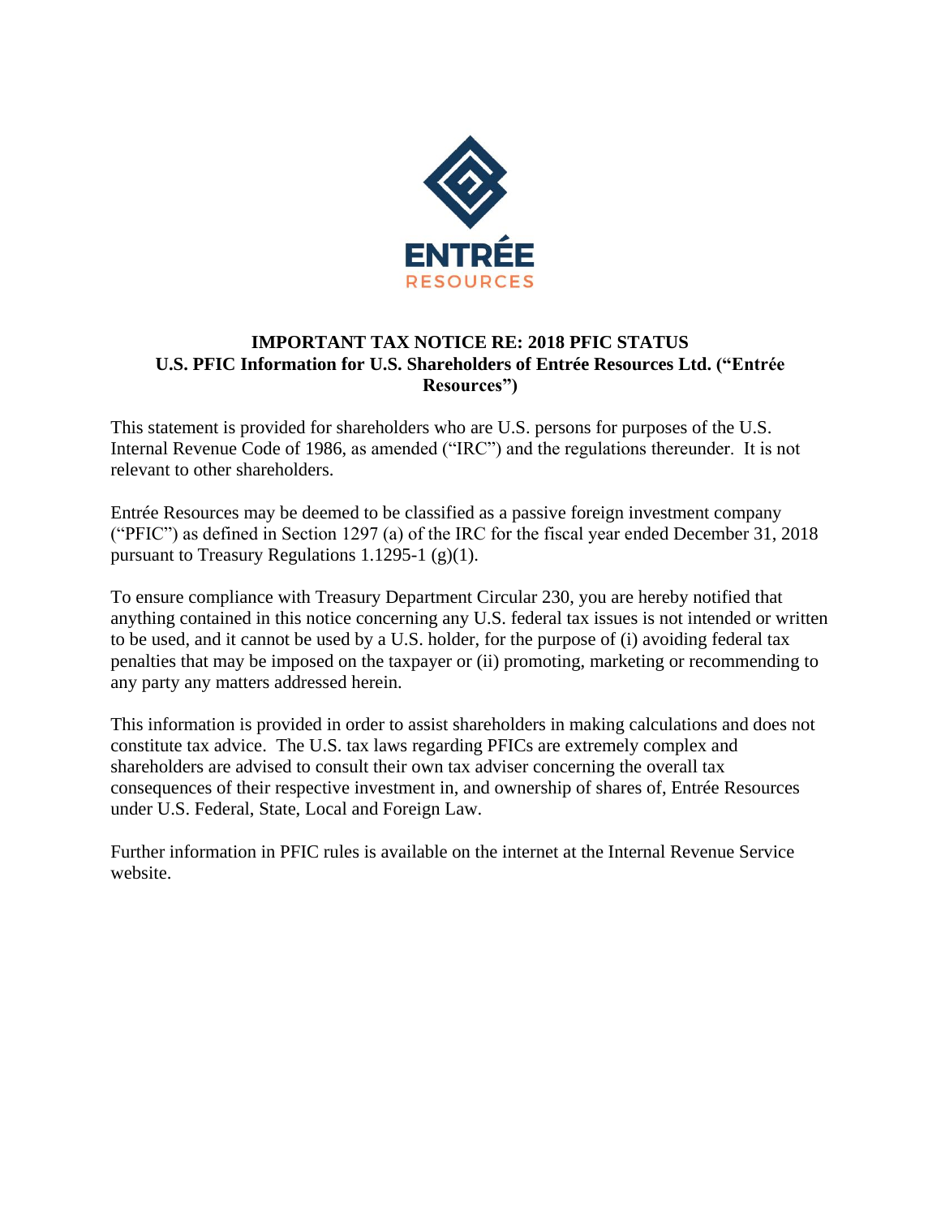ENTRÉE
RESOURCES

# IMPORTANT TAX NOTICE RE: 2018 PFIC STATUS

## U.S. PFIC Information for U.S. Shareholders of Entrée Resources Ltd. ("Entrée Resources")

This statement is provided for shareholders who are U.S. persons for purposes of the U.S. Internal Revenue Code of 1986, as amended ("IRC") and the regulations thereunder. It is not relevant to other shareholders.

Entrée Resources may be deemed to be classified as a passive foreign investment company ("PFIC") as defined in Section 1297 (a) of the IRC for the fiscal year ended December 31, 2018 pursuant to Treasury Regulations 1.1295-1 (g)(1).

To ensure compliance with Treasury Department Circular 230, you are hereby notified that anything contained in this notice concerning any U.S. federal tax issues is not intended or written to be used, and it cannot be used by a U.S. holder, for the purpose of (i) avoiding federal tax penalties that may be imposed on the taxpayer or (ii) promoting, marketing or recommending to any party any matters addressed herein.

This information is provided in order to assist shareholders in making calculations and does not constitute tax advice. The U.S. tax laws regarding PFICs are extremely complex and shareholders are advised to consult their own tax adviser concerning the overall tax consequences of their respective investment in, and ownership of shares of, Entrée Resources under U.S. Federal, State, Local and Foreign Law.

Further information in PFIC rules is available on the internet at the Internal Revenue Service website.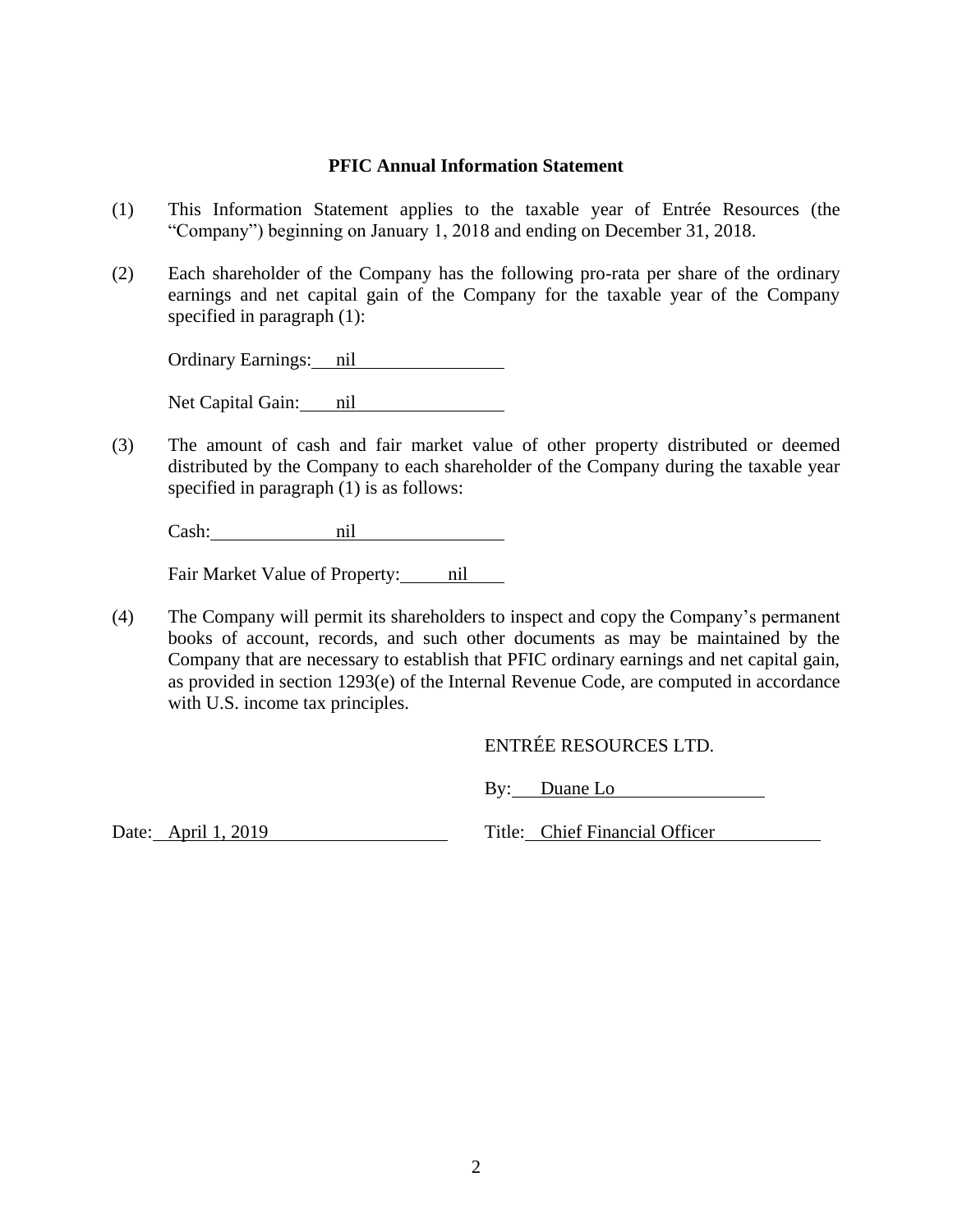**PFIC Annual Information Statement**

(1) This Information Statement applies to the taxable year of Entrée Resources (the "Company") beginning on January 1, 2018 and ending on December 31, 2018.

(2) Each shareholder of the Company has the following pro-rata per share of the ordinary earnings and net capital gain of the Company for the taxable year of the Company specified in paragraph (1):

Ordinary Earnings: nil

Net Capital Gain: nil

(3) The amount of cash and fair market value of other property distributed or deemed distributed by the Company to each shareholder of the Company during the taxable year specified in paragraph (1) is as follows:

Cash: nil

Fair Market Value of Property: nil

(4) The Company will permit its shareholders to inspect and copy the Company's permanent books of account, records, and such other documents as may be maintained by the Company that are necessary to establish that PFIC ordinary earnings and net capital gain, as provided in section 1293(e) of the Internal Revenue Code, are computed in accordance with U.S. income tax principles.

ENTRÉE RESOURCES LTD.

By: Duane Lo

Title: Chief Financial Officer

Date: April 1, 2019